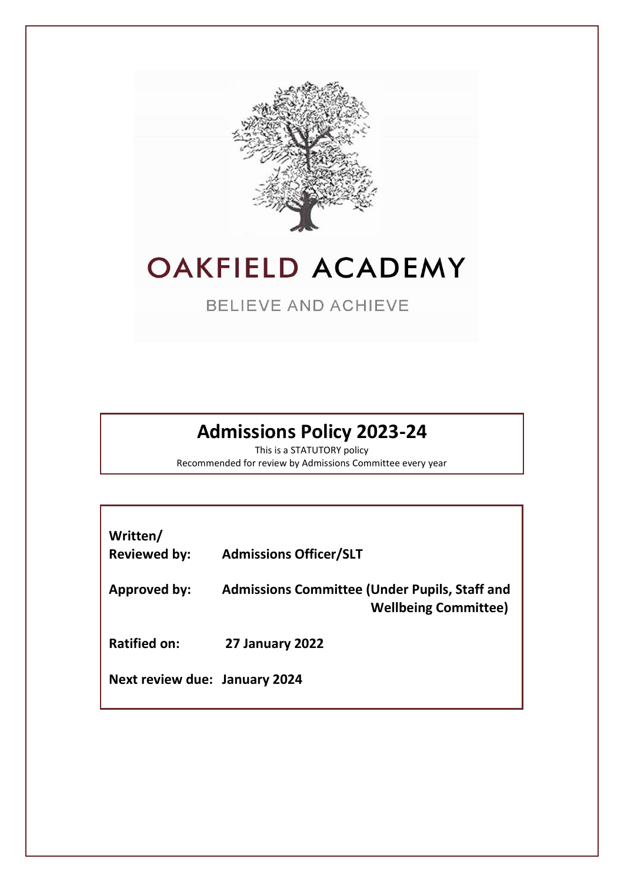# OAKFIELD ACADEMY

BELIEVE AND ACHIEVE

## Admissions Policy 2023-24

This is a STATUTORY policy

Recommended for review by Admissions Committee every year

| | |
|---|---|
| **Written/ Reviewed by:** | **Admissions Officer/SLT** |
| **Approved by:** | **Admissions Committee (Under Pupils, Staff and Wellbeing Committee)** |
| **Ratified on:** | **27 January 2022** |
| **Next review due:** | **January 2024** |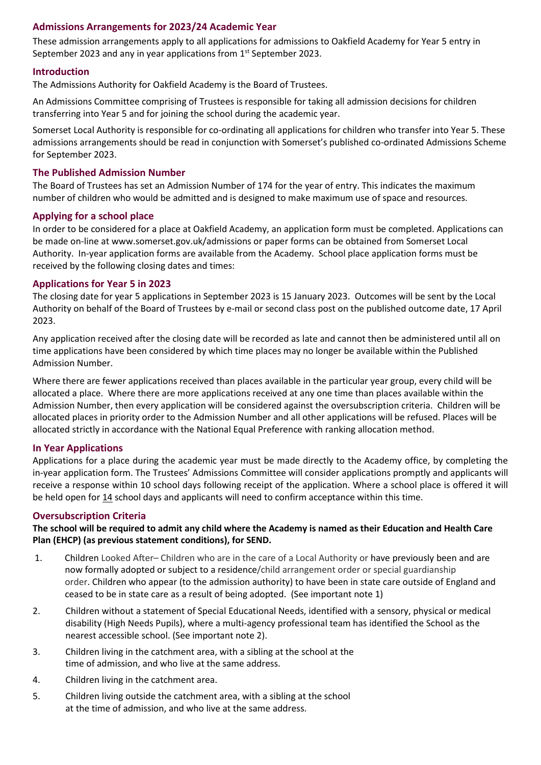## Admissions Arrangements for 2023/24 Academic Year

These admission arrangements apply to all applications for admissions to Oakfield Academy for Year 5 entry in September 2023 and any in year applications from 1st September 2023.

### Introduction

The Admissions Authority for Oakfield Academy is the Board of Trustees.

An Admissions Committee comprising of Trustees is responsible for taking all admission decisions for children transferring into Year 5 and for joining the school during the academic year.

Somerset Local Authority is responsible for co-ordinating all applications for children who transfer into Year 5. These admissions arrangements should be read in conjunction with Somerset's published co-ordinated Admissions Scheme for September 2023.

### The Published Admission Number

The Board of Trustees has set an Admission Number of 174 for the year of entry. This indicates the maximum number of children who would be admitted and is designed to make maximum use of space and resources.

### Applying for a school place

In order to be considered for a place at Oakfield Academy, an application form must be completed. Applications can be made on-line at www.somerset.gov.uk/admissions or paper forms can be obtained from Somerset Local Authority. In-year application forms are available from the Academy. School place application forms must be received by the following closing dates and times:

### Applications for Year 5 in 2023

The closing date for year 5 applications in September 2023 is 15 January 2023. Outcomes will be sent by the Local Authority on behalf of the Board of Trustees by e-mail or second class post on the published outcome date, 17 April 2023.

Any application received after the closing date will be recorded as late and cannot then be administered until all on time applications have been considered by which time places may no longer be available within the Published Admission Number.

Where there are fewer applications received than places available in the particular year group, every child will be allocated a place. Where there are more applications received at any one time than places available within the Admission Number, then every application will be considered against the oversubscription criteria. Children will be allocated places in priority order to the Admission Number and all other applications will be refused. Places will be allocated strictly in accordance with the National Equal Preference with ranking allocation method.

### In Year Applications

Applications for a place during the academic year must be made directly to the Academy office, by completing the in-year application form. The Trustees' Admissions Committee will consider applications promptly and applicants will receive a response within 10 school days following receipt of the application. Where a school place is offered it will be held open for 14 school days and applicants will need to confirm acceptance within this time.

### Oversubscription Criteria

**The school will be required to admit any child where the Academy is named as their Education and Health Care Plan (EHCP) (as previous statement conditions), for SEND.**

1. Children Looked After– Children who are in the care of a Local Authority or have previously been and are now formally adopted or subject to a residence/child arrangement order or special guardianship order. Children who appear (to the admission authority) to have been in state care outside of England and ceased to be in state care as a result of being adopted. (See important note 1)
2. Children without a statement of Special Educational Needs, identified with a sensory, physical or medical disability (High Needs Pupils), where a multi-agency professional team has identified the School as the nearest accessible school. (See important note 2).
3. Children living in the catchment area, with a sibling at the school at the time of admission, and who live at the same address.
4. Children living in the catchment area.
5. Children living outside the catchment area, with a sibling at the school at the time of admission, and who live at the same address.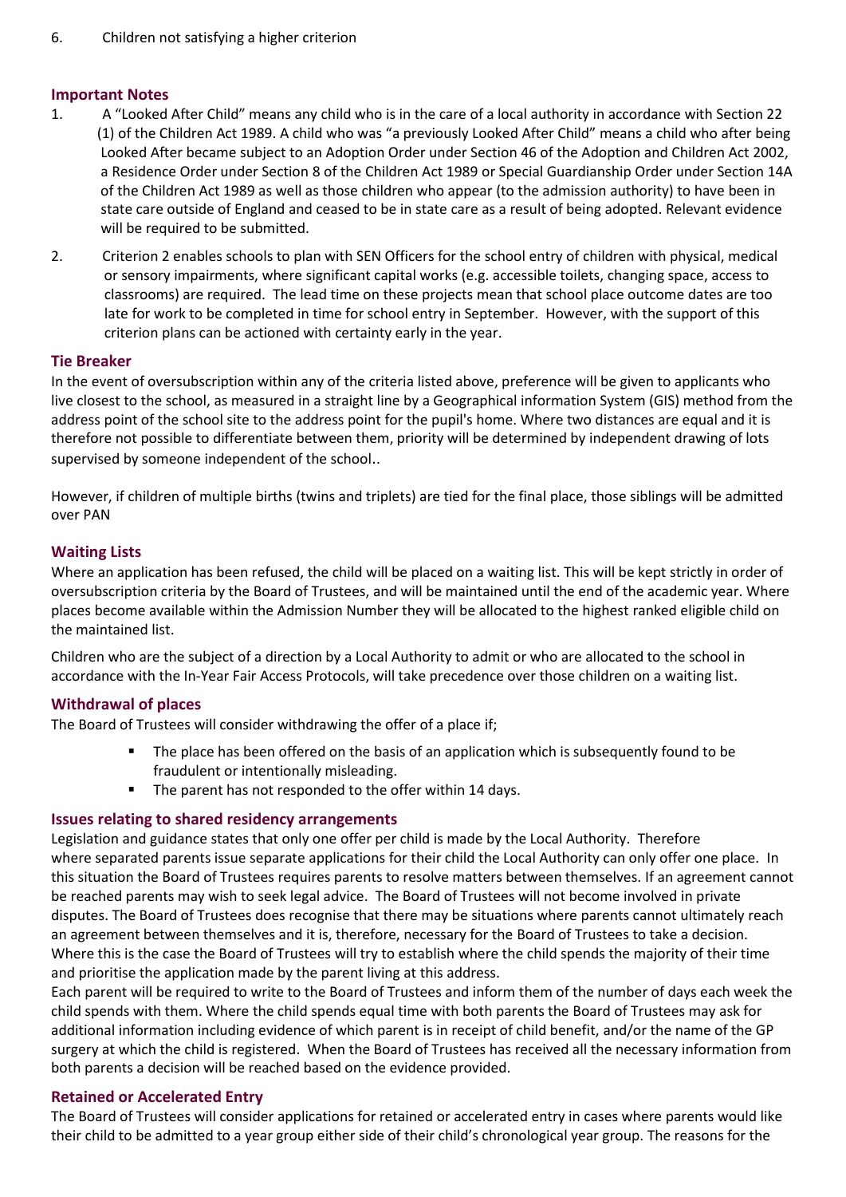6. Children not satisfying a higher criterion

## Important Notes

1. A "Looked After Child" means any child who is in the care of a local authority in accordance with Section 22 (1) of the Children Act 1989. A child who was "a previously Looked After Child" means a child who after being Looked After became subject to an Adoption Order under Section 46 of the Adoption and Children Act 2002, a Residence Order under Section 8 of the Children Act 1989 or Special Guardianship Order under Section 14A of the Children Act 1989 as well as those children who appear (to the admission authority) to have been in state care outside of England and ceased to be in state care as a result of being adopted. Relevant evidence will be required to be submitted.

2. Criterion 2 enables schools to plan with SEN Officers for the school entry of children with physical, medical or sensory impairments, where significant capital works (e.g. accessible toilets, changing space, access to classrooms) are required. The lead time on these projects mean that school place outcome dates are too late for work to be completed in time for school entry in September. However, with the support of this criterion plans can be actioned with certainty early in the year.

## Tie Breaker

In the event of oversubscription within any of the criteria listed above, preference will be given to applicants who live closest to the school, as measured in a straight line by a Geographical information System (GIS) method from the address point of the school site to the address point for the pupil's home. Where two distances are equal and it is therefore not possible to differentiate between them, priority will be determined by independent drawing of lots supervised by someone independent of the school..

However, if children of multiple births (twins and triplets) are tied for the final place, those siblings will be admitted over PAN

## Waiting Lists

Where an application has been refused, the child will be placed on a waiting list. This will be kept strictly in order of oversubscription criteria by the Board of Trustees, and will be maintained until the end of the academic year. Where places become available within the Admission Number they will be allocated to the highest ranked eligible child on the maintained list.

Children who are the subject of a direction by a Local Authority to admit or who are allocated to the school in accordance with the In-Year Fair Access Protocols, will take precedence over those children on a waiting list.

## Withdrawal of places

The Board of Trustees will consider withdrawing the offer of a place if;

- The place has been offered on the basis of an application which is subsequently found to be fraudulent or intentionally misleading.
- The parent has not responded to the offer within 14 days.

## Issues relating to shared residency arrangements

Legislation and guidance states that only one offer per child is made by the Local Authority. Therefore where separated parents issue separate applications for their child the Local Authority can only offer one place. In this situation the Board of Trustees requires parents to resolve matters between themselves. If an agreement cannot be reached parents may wish to seek legal advice. The Board of Trustees will not become involved in private disputes. The Board of Trustees does recognise that there may be situations where parents cannot ultimately reach an agreement between themselves and it is, therefore, necessary for the Board of Trustees to take a decision. Where this is the case the Board of Trustees will try to establish where the child spends the majority of their time and prioritise the application made by the parent living at this address.

Each parent will be required to write to the Board of Trustees and inform them of the number of days each week the child spends with them. Where the child spends equal time with both parents the Board of Trustees may ask for additional information including evidence of which parent is in receipt of child benefit, and/or the name of the GP surgery at which the child is registered. When the Board of Trustees has received all the necessary information from both parents a decision will be reached based on the evidence provided.

## Retained or Accelerated Entry

The Board of Trustees will consider applications for retained or accelerated entry in cases where parents would like their child to be admitted to a year group either side of their child's chronological year group. The reasons for the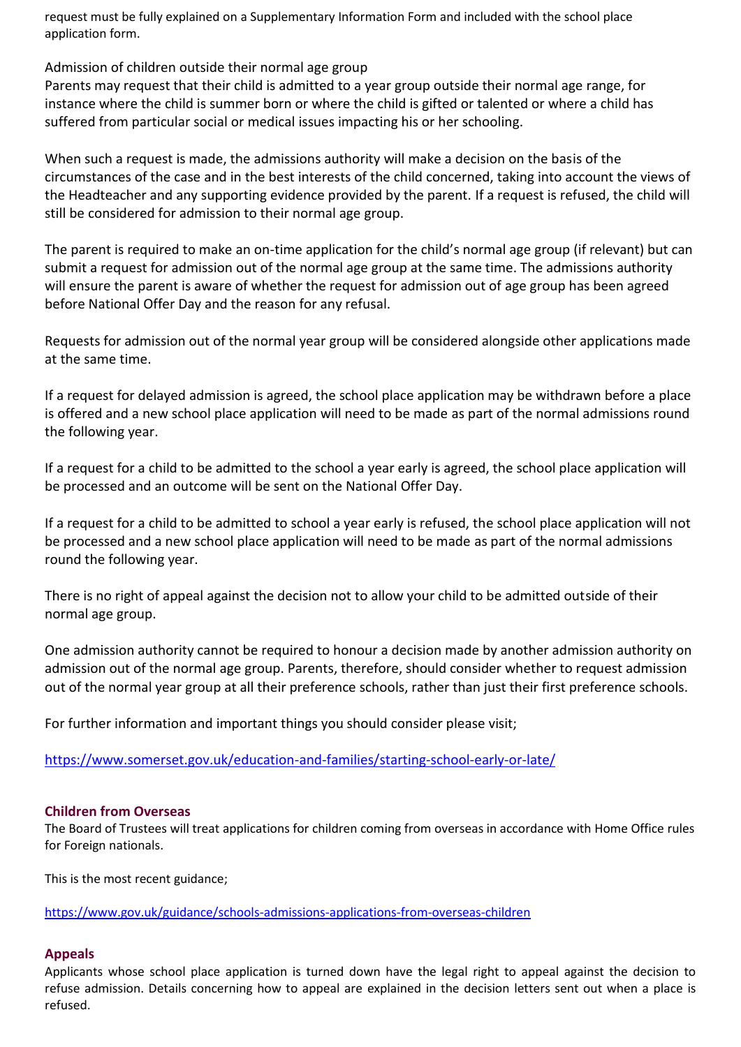request must be fully explained on a Supplementary Information Form and included with the school place application form.

Admission of children outside their normal age group
Parents may request that their child is admitted to a year group outside their normal age range, for instance where the child is summer born or where the child is gifted or talented or where a child has suffered from particular social or medical issues impacting his or her schooling.

When such a request is made, the admissions authority will make a decision on the basis of the circumstances of the case and in the best interests of the child concerned, taking into account the views of the Headteacher and any supporting evidence provided by the parent. If a request is refused, the child will still be considered for admission to their normal age group.

The parent is required to make an on-time application for the child's normal age group (if relevant) but can submit a request for admission out of the normal age group at the same time. The admissions authority will ensure the parent is aware of whether the request for admission out of age group has been agreed before National Offer Day and the reason for any refusal.

Requests for admission out of the normal year group will be considered alongside other applications made at the same time.

If a request for delayed admission is agreed, the school place application may be withdrawn before a place is offered and a new school place application will need to be made as part of the normal admissions round the following year.

If a request for a child to be admitted to the school a year early is agreed, the school place application will be processed and an outcome will be sent on the National Offer Day.

If a request for a child to be admitted to school a year early is refused, the school place application will not be processed and a new school place application will need to be made as part of the normal admissions round the following year.

There is no right of appeal against the decision not to allow your child to be admitted outside of their normal age group.

One admission authority cannot be required to honour a decision made by another admission authority on admission out of the normal age group. Parents, therefore, should consider whether to request admission out of the normal year group at all their preference schools, rather than just their first preference schools.

For further information and important things you should consider please visit;

https://www.somerset.gov.uk/education-and-families/starting-school-early-or-late/

### Children from Overseas

The Board of Trustees will treat applications for children coming from overseas in accordance with Home Office rules for Foreign nationals.

This is the most recent guidance;

https://www.gov.uk/guidance/schools-admissions-applications-from-overseas-children

### Appeals

Applicants whose school place application is turned down have the legal right to appeal against the decision to refuse admission. Details concerning how to appeal are explained in the decision letters sent out when a place is refused.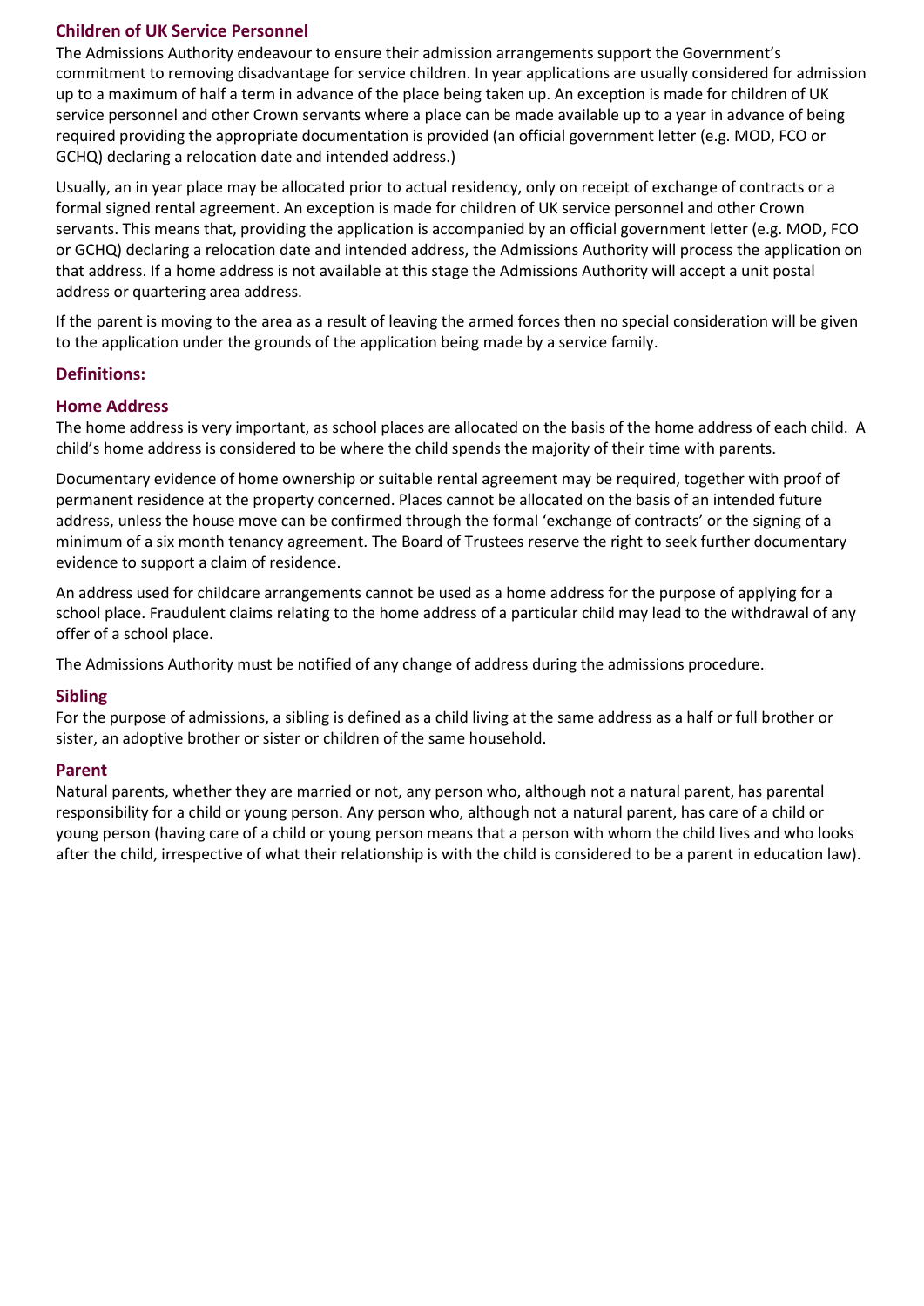### Children of UK Service Personnel

The Admissions Authority endeavour to ensure their admission arrangements support the Government's commitment to removing disadvantage for service children. In year applications are usually considered for admission up to a maximum of half a term in advance of the place being taken up. An exception is made for children of UK service personnel and other Crown servants where a place can be made available up to a year in advance of being required providing the appropriate documentation is provided (an official government letter (e.g. MOD, FCO or GCHQ) declaring a relocation date and intended address.)

Usually, an in year place may be allocated prior to actual residency, only on receipt of exchange of contracts or a formal signed rental agreement. An exception is made for children of UK service personnel and other Crown servants. This means that, providing the application is accompanied by an official government letter (e.g. MOD, FCO or GCHQ) declaring a relocation date and intended address, the Admissions Authority will process the application on that address. If a home address is not available at this stage the Admissions Authority will accept a unit postal address or quartering area address.

If the parent is moving to the area as a result of leaving the armed forces then no special consideration will be given to the application under the grounds of the application being made by a service family.

### Definitions:

### Home Address

The home address is very important, as school places are allocated on the basis of the home address of each child. A child's home address is considered to be where the child spends the majority of their time with parents.

Documentary evidence of home ownership or suitable rental agreement may be required, together with proof of permanent residence at the property concerned. Places cannot be allocated on the basis of an intended future address, unless the house move can be confirmed through the formal 'exchange of contracts' or the signing of a minimum of a six month tenancy agreement. The Board of Trustees reserve the right to seek further documentary evidence to support a claim of residence.

An address used for childcare arrangements cannot be used as a home address for the purpose of applying for a school place. Fraudulent claims relating to the home address of a particular child may lead to the withdrawal of any offer of a school place.

The Admissions Authority must be notified of any change of address during the admissions procedure.

### Sibling

For the purpose of admissions, a sibling is defined as a child living at the same address as a half or full brother or sister, an adoptive brother or sister or children of the same household.

### Parent

Natural parents, whether they are married or not, any person who, although not a natural parent, has parental responsibility for a child or young person. Any person who, although not a natural parent, has care of a child or young person (having care of a child or young person means that a person with whom the child lives and who looks after the child, irrespective of what their relationship is with the child is considered to be a parent in education law).